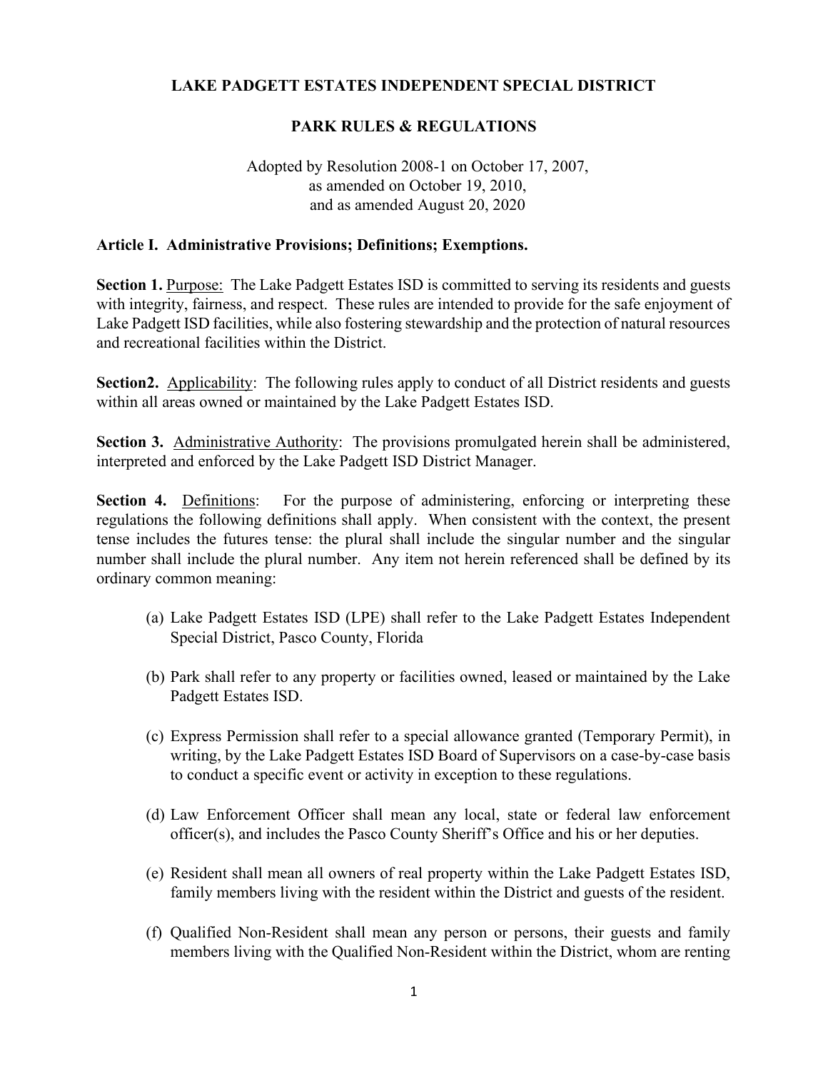# LAKE PADGETT ESTATES INDEPENDENT SPECIAL DISTRICT

## PARK RULES & REGULATIONS

Adopted by Resolution 2008-1 on October 17, 2007,
as amended on October 19, 2010,
and as amended August 20, 2020

### Article I. Administrative Provisions; Definitions; Exemptions.

**Section 1.** Purpose: The Lake Padgett Estates ISD is committed to serving its residents and guests with integrity, fairness, and respect. These rules are intended to provide for the safe enjoyment of Lake Padgett ISD facilities, while also fostering stewardship and the protection of natural resources and recreational facilities within the District.

**Section2.** Applicability: The following rules apply to conduct of all District residents and guests within all areas owned or maintained by the Lake Padgett Estates ISD.

**Section 3.** Administrative Authority: The provisions promulgated herein shall be administered, interpreted and enforced by the Lake Padgett ISD District Manager.

**Section 4.** Definitions: For the purpose of administering, enforcing or interpreting these regulations the following definitions shall apply. When consistent with the context, the present tense includes the futures tense: the plural shall include the singular number and the singular number shall include the plural number. Any item not herein referenced shall be defined by its ordinary common meaning:

(a) Lake Padgett Estates ISD (LPE) shall refer to the Lake Padgett Estates Independent Special District, Pasco County, Florida

(b) Park shall refer to any property or facilities owned, leased or maintained by the Lake Padgett Estates ISD.

(c) Express Permission shall refer to a special allowance granted (Temporary Permit), in writing, by the Lake Padgett Estates ISD Board of Supervisors on a case-by-case basis to conduct a specific event or activity in exception to these regulations.

(d) Law Enforcement Officer shall mean any local, state or federal law enforcement officer(s), and includes the Pasco County Sheriff's Office and his or her deputies.

(e) Resident shall mean all owners of real property within the Lake Padgett Estates ISD, family members living with the resident within the District and guests of the resident.

(f) Qualified Non-Resident shall mean any person or persons, their guests and family members living with the Qualified Non-Resident within the District, whom are renting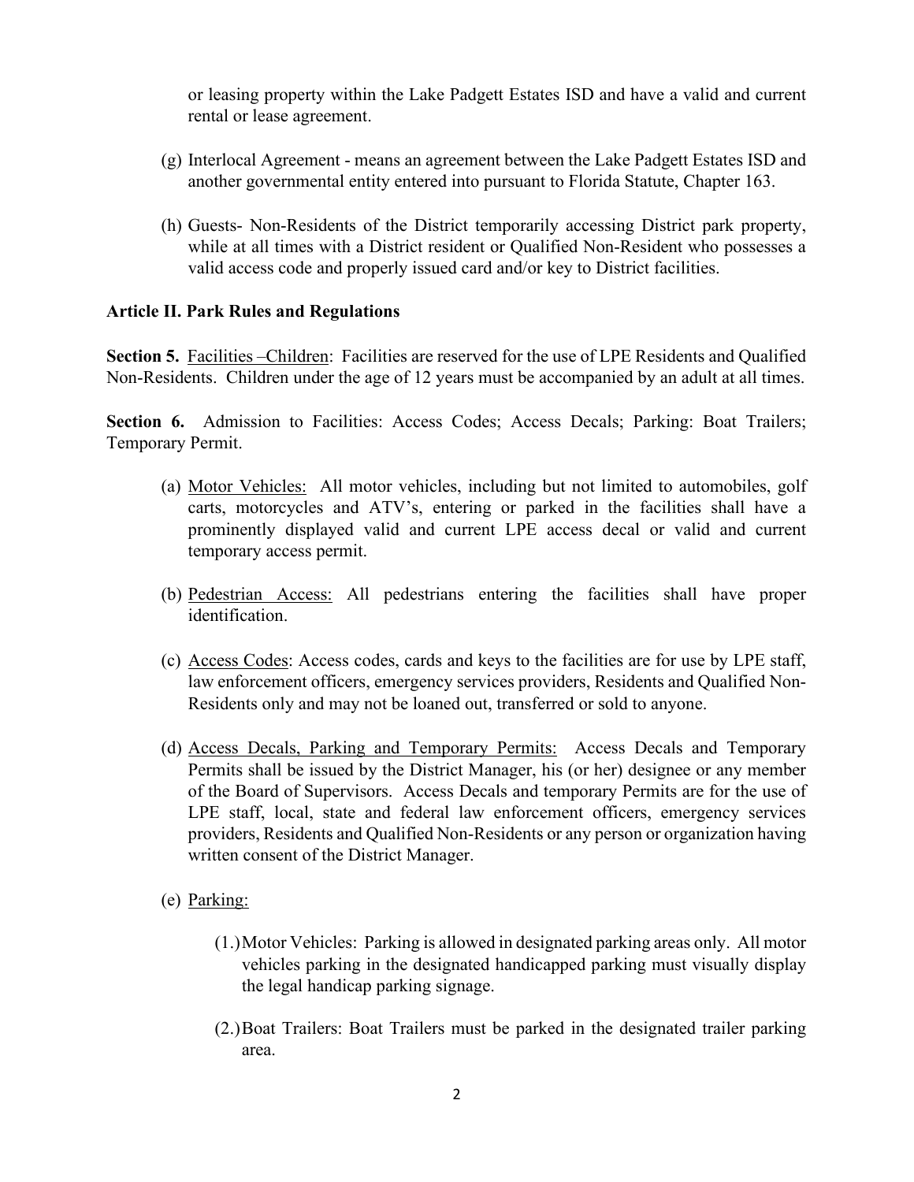or leasing property within the Lake Padgett Estates ISD and have a valid and current rental or lease agreement.

(g) Interlocal Agreement - means an agreement between the Lake Padgett Estates ISD and another governmental entity entered into pursuant to Florida Statute, Chapter 163.

(h) Guests- Non-Residents of the District temporarily accessing District park property, while at all times with a District resident or Qualified Non-Resident who possesses a valid access code and properly issued card and/or key to District facilities.

**Article II. Park Rules and Regulations**

**Section 5.** Facilities –Children: Facilities are reserved for the use of LPE Residents and Qualified Non-Residents. Children under the age of 12 years must be accompanied by an adult at all times.

**Section 6.** Admission to Facilities: Access Codes; Access Decals; Parking: Boat Trailers; Temporary Permit.

(a) Motor Vehicles: All motor vehicles, including but not limited to automobiles, golf carts, motorcycles and ATV's, entering or parked in the facilities shall have a prominently displayed valid and current LPE access decal or valid and current temporary access permit.

(b) Pedestrian Access: All pedestrians entering the facilities shall have proper identification.

(c) Access Codes: Access codes, cards and keys to the facilities are for use by LPE staff, law enforcement officers, emergency services providers, Residents and Qualified Non-Residents only and may not be loaned out, transferred or sold to anyone.

(d) Access Decals, Parking and Temporary Permits: Access Decals and Temporary Permits shall be issued by the District Manager, his (or her) designee or any member of the Board of Supervisors. Access Decals and temporary Permits are for the use of LPE staff, local, state and federal law enforcement officers, emergency services providers, Residents and Qualified Non-Residents or any person or organization having written consent of the District Manager.

(e) Parking:

(1.) Motor Vehicles: Parking is allowed in designated parking areas only. All motor vehicles parking in the designated handicapped parking must visually display the legal handicap parking signage.

(2.) Boat Trailers: Boat Trailers must be parked in the designated trailer parking area.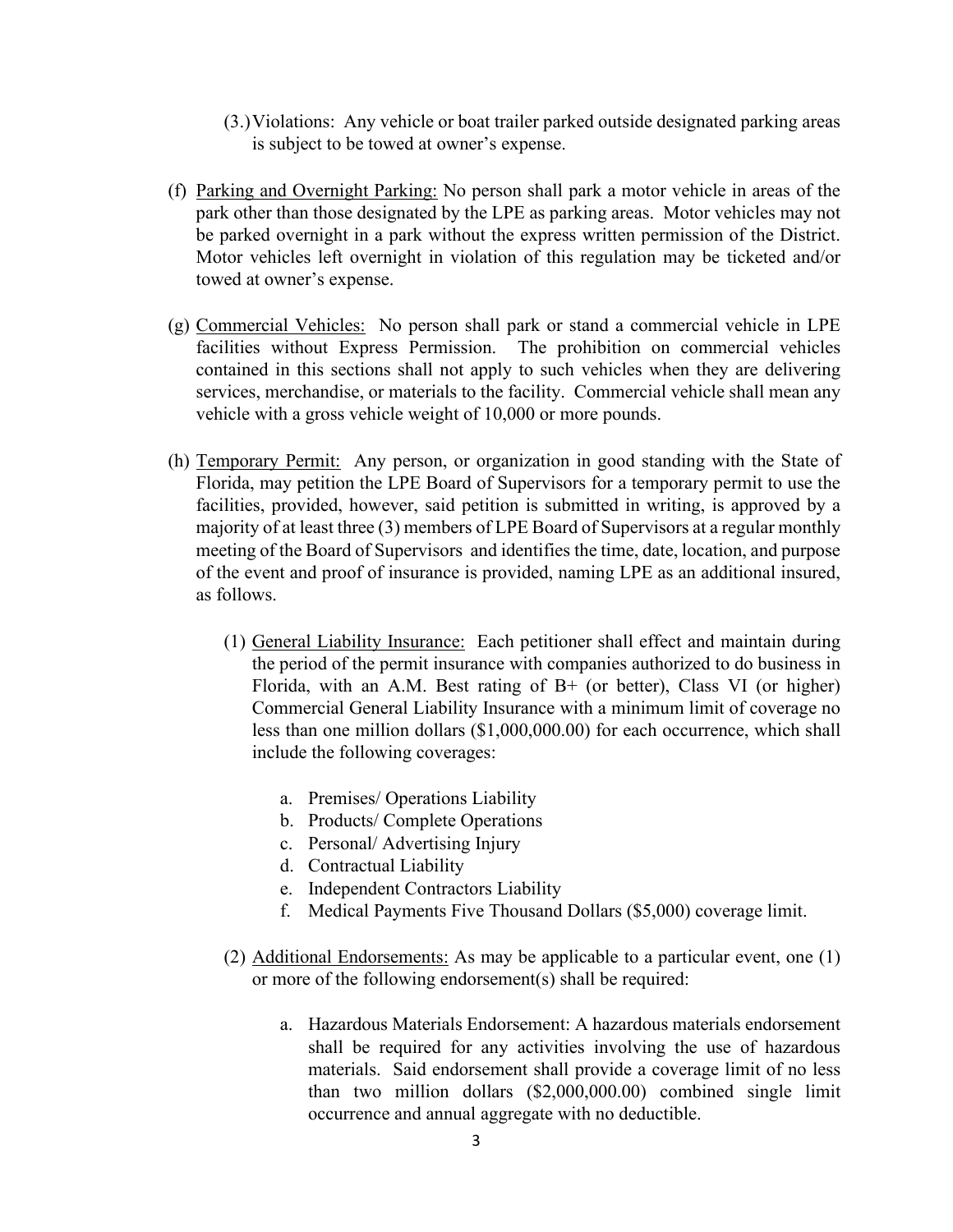(3.) Violations: Any vehicle or boat trailer parked outside designated parking areas is subject to be towed at owner's expense.

(f) Parking and Overnight Parking: No person shall park a motor vehicle in areas of the park other than those designated by the LPE as parking areas. Motor vehicles may not be parked overnight in a park without the express written permission of the District. Motor vehicles left overnight in violation of this regulation may be ticketed and/or towed at owner's expense.

(g) Commercial Vehicles: No person shall park or stand a commercial vehicle in LPE facilities without Express Permission. The prohibition on commercial vehicles contained in this sections shall not apply to such vehicles when they are delivering services, merchandise, or materials to the facility. Commercial vehicle shall mean any vehicle with a gross vehicle weight of 10,000 or more pounds.

(h) Temporary Permit: Any person, or organization in good standing with the State of Florida, may petition the LPE Board of Supervisors for a temporary permit to use the facilities, provided, however, said petition is submitted in writing, is approved by a majority of at least three (3) members of LPE Board of Supervisors at a regular monthly meeting of the Board of Supervisors and identifies the time, date, location, and purpose of the event and proof of insurance is provided, naming LPE as an additional insured, as follows.

(1) General Liability Insurance: Each petitioner shall effect and maintain during the period of the permit insurance with companies authorized to do business in Florida, with an A.M. Best rating of B+ (or better), Class VI (or higher) Commercial General Liability Insurance with a minimum limit of coverage no less than one million dollars ($1,000,000.00) for each occurrence, which shall include the following coverages:

a. Premises/ Operations Liability
b. Products/ Complete Operations
c. Personal/ Advertising Injury
d. Contractual Liability
e. Independent Contractors Liability
f. Medical Payments Five Thousand Dollars ($5,000) coverage limit.

(2) Additional Endorsements: As may be applicable to a particular event, one (1) or more of the following endorsement(s) shall be required:

a. Hazardous Materials Endorsement: A hazardous materials endorsement shall be required for any activities involving the use of hazardous materials. Said endorsement shall provide a coverage limit of no less than two million dollars ($2,000,000.00) combined single limit occurrence and annual aggregate with no deductible.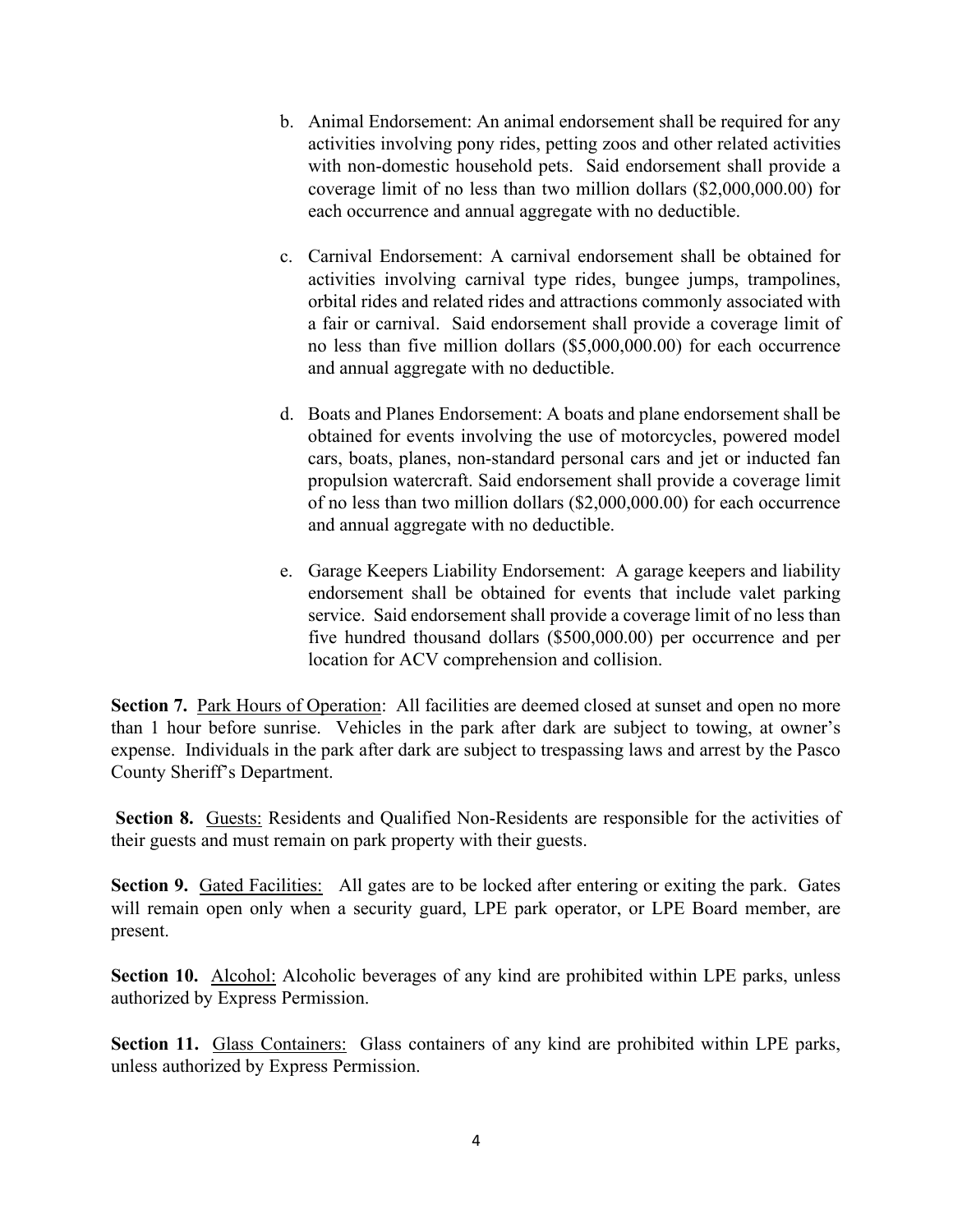b. Animal Endorsement: An animal endorsement shall be required for any activities involving pony rides, petting zoos and other related activities with non-domestic household pets. Said endorsement shall provide a coverage limit of no less than two million dollars ($2,000,000.00) for each occurrence and annual aggregate with no deductible.

c. Carnival Endorsement: A carnival endorsement shall be obtained for activities involving carnival type rides, bungee jumps, trampolines, orbital rides and related rides and attractions commonly associated with a fair or carnival. Said endorsement shall provide a coverage limit of no less than five million dollars ($5,000,000.00) for each occurrence and annual aggregate with no deductible.

d. Boats and Planes Endorsement: A boats and plane endorsement shall be obtained for events involving the use of motorcycles, powered model cars, boats, planes, non-standard personal cars and jet or inducted fan propulsion watercraft. Said endorsement shall provide a coverage limit of no less than two million dollars ($2,000,000.00) for each occurrence and annual aggregate with no deductible.

e. Garage Keepers Liability Endorsement: A garage keepers and liability endorsement shall be obtained for events that include valet parking service. Said endorsement shall provide a coverage limit of no less than five hundred thousand dollars ($500,000.00) per occurrence and per location for ACV comprehension and collision.

**Section 7.** <u>Park Hours of Operation</u>: All facilities are deemed closed at sunset and open no more than 1 hour before sunrise. Vehicles in the park after dark are subject to towing, at owner's expense. Individuals in the park after dark are subject to trespassing laws and arrest by the Pasco County Sheriff's Department.

**Section 8.** <u>Guests:</u> Residents and Qualified Non-Residents are responsible for the activities of their guests and must remain on park property with their guests.

**Section 9.** <u>Gated Facilities:</u> All gates are to be locked after entering or exiting the park. Gates will remain open only when a security guard, LPE park operator, or LPE Board member, are present.

**Section 10.** <u>Alcohol:</u> Alcoholic beverages of any kind are prohibited within LPE parks, unless authorized by Express Permission.

**Section 11.** <u>Glass Containers:</u> Glass containers of any kind are prohibited within LPE parks, unless authorized by Express Permission.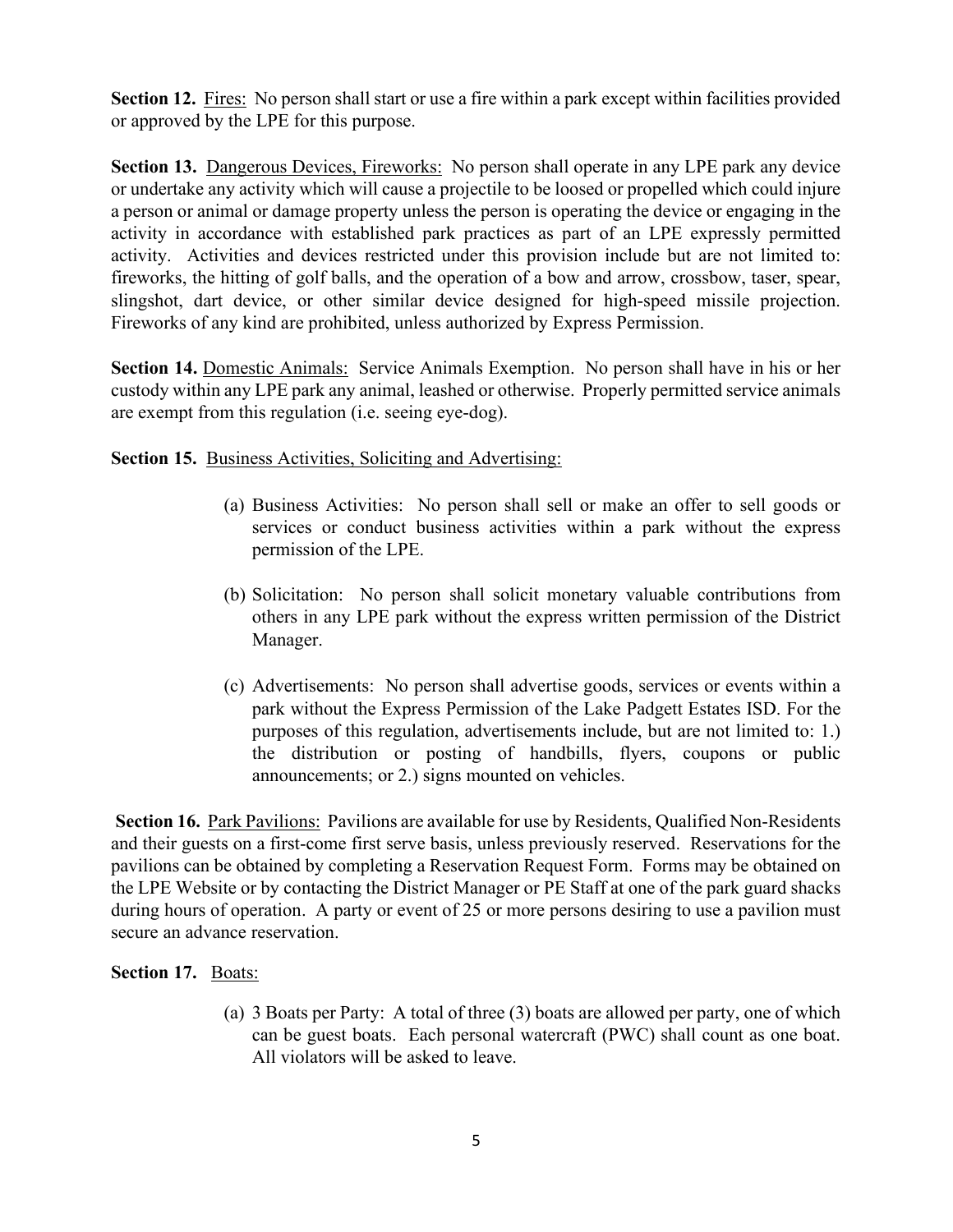**Section 12.** <u>Fires:</u> No person shall start or use a fire within a park except within facilities provided or approved by the LPE for this purpose.

**Section 13.** <u>Dangerous Devices, Fireworks:</u> No person shall operate in any LPE park any device or undertake any activity which will cause a projectile to be loosed or propelled which could injure a person or animal or damage property unless the person is operating the device or engaging in the activity in accordance with established park practices as part of an LPE expressly permitted activity. Activities and devices restricted under this provision include but are not limited to: fireworks, the hitting of golf balls, and the operation of a bow and arrow, crossbow, taser, spear, slingshot, dart device, or other similar device designed for high-speed missile projection. Fireworks of any kind are prohibited, unless authorized by Express Permission.

**Section 14.** <u>Domestic Animals:</u> Service Animals Exemption. No person shall have in his or her custody within any LPE park any animal, leashed or otherwise. Properly permitted service animals are exempt from this regulation (i.e. seeing eye-dog).

**Section 15.** <u>Business Activities, Soliciting and Advertising:</u>

(a) Business Activities: No person shall sell or make an offer to sell goods or services or conduct business activities within a park without the express permission of the LPE.

(b) Solicitation: No person shall solicit monetary valuable contributions from others in any LPE park without the express written permission of the District Manager.

(c) Advertisements: No person shall advertise goods, services or events within a park without the Express Permission of the Lake Padgett Estates ISD. For the purposes of this regulation, advertisements include, but are not limited to: 1.) the distribution or posting of handbills, flyers, coupons or public announcements; or 2.) signs mounted on vehicles.

**Section 16.** <u>Park Pavilions:</u> Pavilions are available for use by Residents, Qualified Non-Residents and their guests on a first-come first serve basis, unless previously reserved. Reservations for the pavilions can be obtained by completing a Reservation Request Form. Forms may be obtained on the LPE Website or by contacting the District Manager or PE Staff at one of the park guard shacks during hours of operation. A party or event of 25 or more persons desiring to use a pavilion must secure an advance reservation.

**Section 17.** <u>Boats:</u>

(a) 3 Boats per Party: A total of three (3) boats are allowed per party, one of which can be guest boats. Each personal watercraft (PWC) shall count as one boat. All violators will be asked to leave.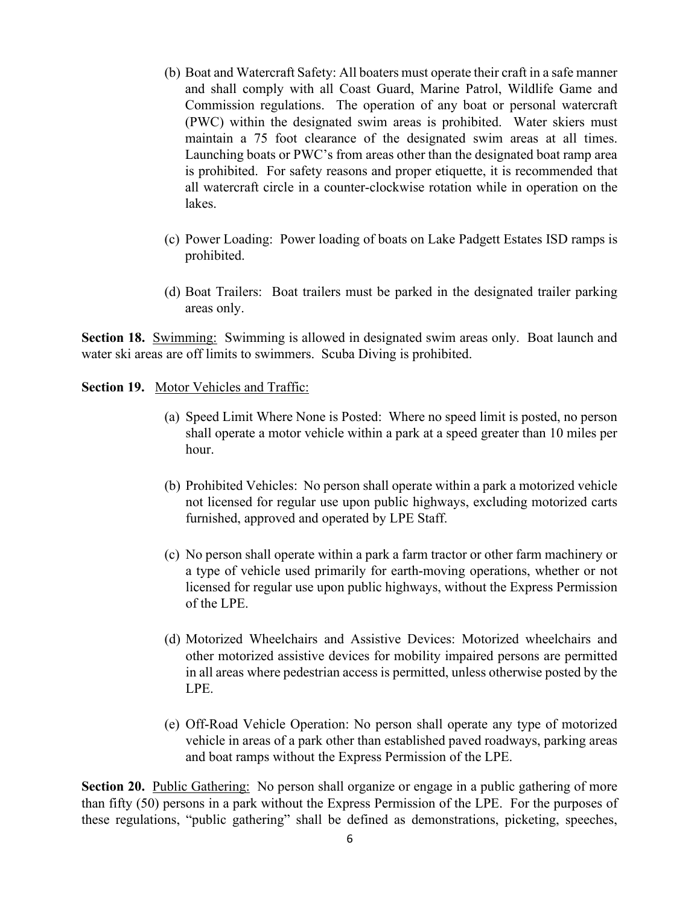(b) Boat and Watercraft Safety: All boaters must operate their craft in a safe manner and shall comply with all Coast Guard, Marine Patrol, Wildlife Game and Commission regulations. The operation of any boat or personal watercraft (PWC) within the designated swim areas is prohibited. Water skiers must maintain a 75 foot clearance of the designated swim areas at all times. Launching boats or PWC's from areas other than the designated boat ramp area is prohibited. For safety reasons and proper etiquette, it is recommended that all watercraft circle in a counter-clockwise rotation while in operation on the lakes.

(c) Power Loading: Power loading of boats on Lake Padgett Estates ISD ramps is prohibited.

(d) Boat Trailers: Boat trailers must be parked in the designated trailer parking areas only.

**Section 18.** Swimming: Swimming is allowed in designated swim areas only. Boat launch and water ski areas are off limits to swimmers. Scuba Diving is prohibited.

**Section 19.** Motor Vehicles and Traffic:

(a) Speed Limit Where None is Posted: Where no speed limit is posted, no person shall operate a motor vehicle within a park at a speed greater than 10 miles per hour.

(b) Prohibited Vehicles: No person shall operate within a park a motorized vehicle not licensed for regular use upon public highways, excluding motorized carts furnished, approved and operated by LPE Staff.

(c) No person shall operate within a park a farm tractor or other farm machinery or a type of vehicle used primarily for earth-moving operations, whether or not licensed for regular use upon public highways, without the Express Permission of the LPE.

(d) Motorized Wheelchairs and Assistive Devices: Motorized wheelchairs and other motorized assistive devices for mobility impaired persons are permitted in all areas where pedestrian access is permitted, unless otherwise posted by the LPE.

(e) Off-Road Vehicle Operation: No person shall operate any type of motorized vehicle in areas of a park other than established paved roadways, parking areas and boat ramps without the Express Permission of the LPE.

**Section 20.** Public Gathering: No person shall organize or engage in a public gathering of more than fifty (50) persons in a park without the Express Permission of the LPE. For the purposes of these regulations, "public gathering" shall be defined as demonstrations, picketing, speeches,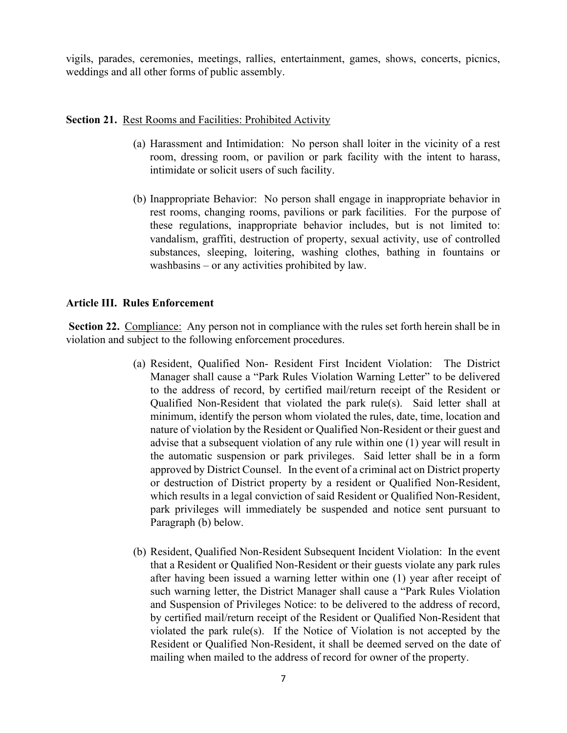vigils, parades, ceremonies, meetings, rallies, entertainment, games, shows, concerts, picnics, weddings and all other forms of public assembly.

**Section 21.** Rest Rooms and Facilities: Prohibited Activity

(a) Harassment and Intimidation: No person shall loiter in the vicinity of a rest room, dressing room, or pavilion or park facility with the intent to harass, intimidate or solicit users of such facility.

(b) Inappropriate Behavior: No person shall engage in inappropriate behavior in rest rooms, changing rooms, pavilions or park facilities. For the purpose of these regulations, inappropriate behavior includes, but is not limited to: vandalism, graffiti, destruction of property, sexual activity, use of controlled substances, sleeping, loitering, washing clothes, bathing in fountains or washbasins – or any activities prohibited by law.

**Article III. Rules Enforcement**

**Section 22.** Compliance: Any person not in compliance with the rules set forth herein shall be in violation and subject to the following enforcement procedures.

(a) Resident, Qualified Non- Resident First Incident Violation: The District Manager shall cause a "Park Rules Violation Warning Letter" to be delivered to the address of record, by certified mail/return receipt of the Resident or Qualified Non-Resident that violated the park rule(s). Said letter shall at minimum, identify the person whom violated the rules, date, time, location and nature of violation by the Resident or Qualified Non-Resident or their guest and advise that a subsequent violation of any rule within one (1) year will result in the automatic suspension or park privileges. Said letter shall be in a form approved by District Counsel. In the event of a criminal act on District property or destruction of District property by a resident or Qualified Non-Resident, which results in a legal conviction of said Resident or Qualified Non-Resident, park privileges will immediately be suspended and notice sent pursuant to Paragraph (b) below.

(b) Resident, Qualified Non-Resident Subsequent Incident Violation: In the event that a Resident or Qualified Non-Resident or their guests violate any park rules after having been issued a warning letter within one (1) year after receipt of such warning letter, the District Manager shall cause a "Park Rules Violation and Suspension of Privileges Notice: to be delivered to the address of record, by certified mail/return receipt of the Resident or Qualified Non-Resident that violated the park rule(s). If the Notice of Violation is not accepted by the Resident or Qualified Non-Resident, it shall be deemed served on the date of mailing when mailed to the address of record for owner of the property.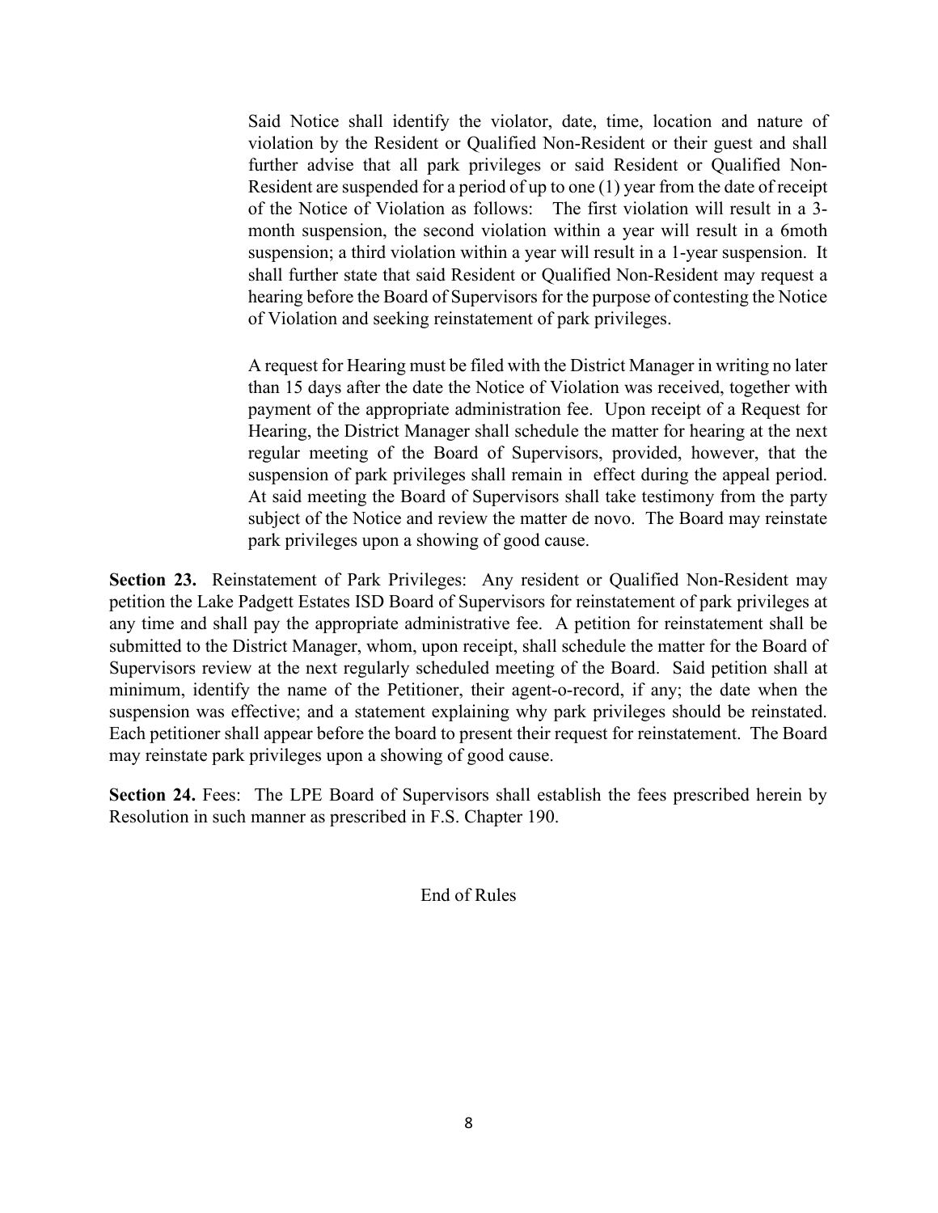Said Notice shall identify the violator, date, time, location and nature of violation by the Resident or Qualified Non-Resident or their guest and shall further advise that all park privileges or said Resident or Qualified Non-Resident are suspended for a period of up to one (1) year from the date of receipt of the Notice of Violation as follows: The first violation will result in a 3-month suspension, the second violation within a year will result in a 6moth suspension; a third violation within a year will result in a 1-year suspension. It shall further state that said Resident or Qualified Non-Resident may request a hearing before the Board of Supervisors for the purpose of contesting the Notice of Violation and seeking reinstatement of park privileges.

A request for Hearing must be filed with the District Manager in writing no later than 15 days after the date the Notice of Violation was received, together with payment of the appropriate administration fee. Upon receipt of a Request for Hearing, the District Manager shall schedule the matter for hearing at the next regular meeting of the Board of Supervisors, provided, however, that the suspension of park privileges shall remain in effect during the appeal period. At said meeting the Board of Supervisors shall take testimony from the party subject of the Notice and review the matter de novo. The Board may reinstate park privileges upon a showing of good cause.

**Section 23.** Reinstatement of Park Privileges: Any resident or Qualified Non-Resident may petition the Lake Padgett Estates ISD Board of Supervisors for reinstatement of park privileges at any time and shall pay the appropriate administrative fee. A petition for reinstatement shall be submitted to the District Manager, whom, upon receipt, shall schedule the matter for the Board of Supervisors review at the next regularly scheduled meeting of the Board. Said petition shall at minimum, identify the name of the Petitioner, their agent-o-record, if any; the date when the suspension was effective; and a statement explaining why park privileges should be reinstated. Each petitioner shall appear before the board to present their request for reinstatement. The Board may reinstate park privileges upon a showing of good cause.

**Section 24.** Fees: The LPE Board of Supervisors shall establish the fees prescribed herein by Resolution in such manner as prescribed in F.S. Chapter 190.

End of Rules